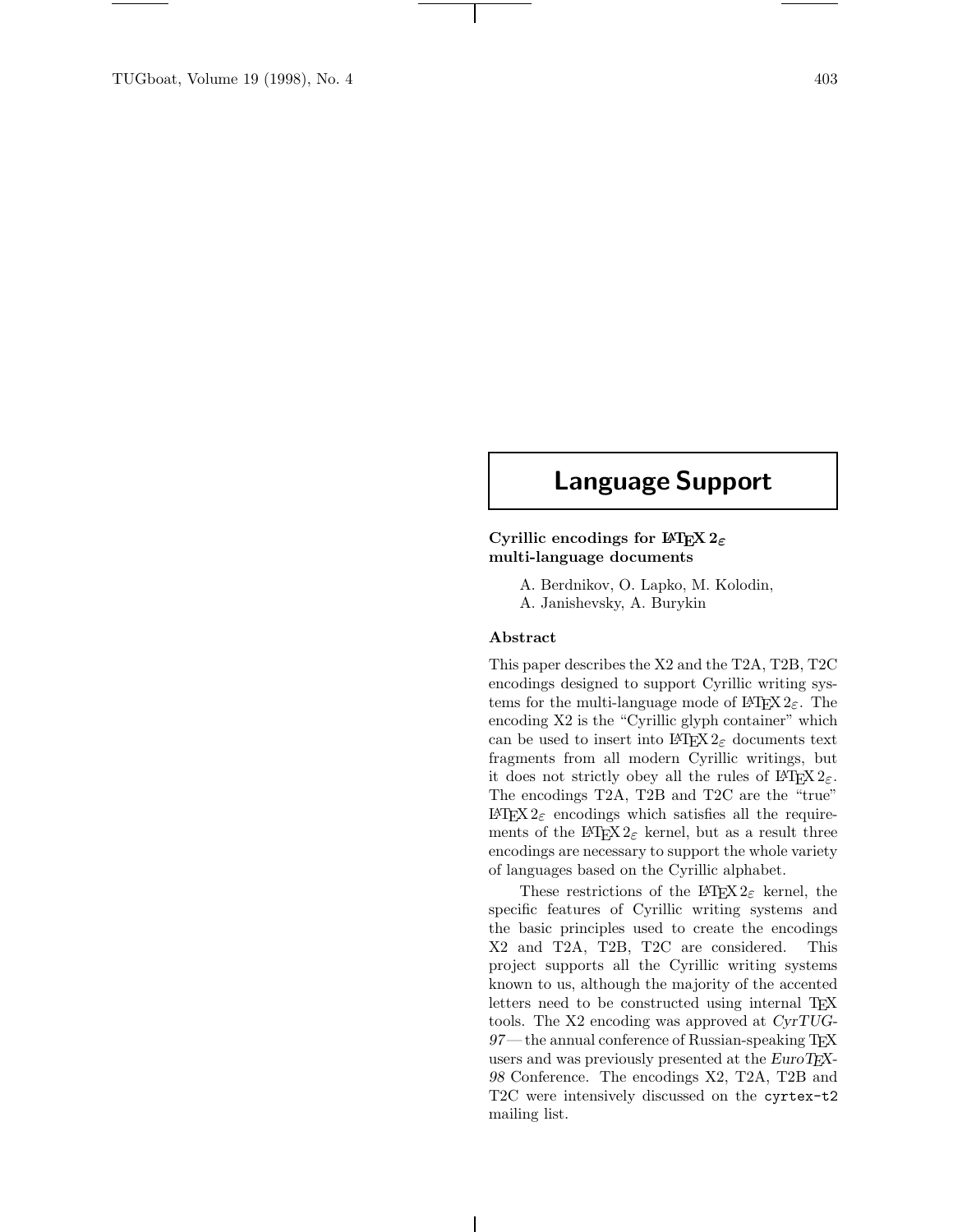# Language Support

## Cyrillic encodings for LaTeX $2_\varepsilon$ multi-language documents

A. Berdnikov, O. Lapko, M. Kolodin,
A. Janishevsky, A. Burykin

### Abstract

This paper describes the X2 and the T2A, T2B, T2C encodings designed to support Cyrillic writing systems for the multi-language mode of LaTeX $2_\varepsilon$. The encoding X2 is the "Cyrillic glyph container" which can be used to insert into LaTeX $2_\varepsilon$ documents text fragments from all modern Cyrillic writings, but it does not strictly obey all the rules of LaTeX $2_\varepsilon$. The encodings T2A, T2B and T2C are the "true" LaTeX $2_\varepsilon$ encodings which satisfies all the requirements of the LaTeX $2_\varepsilon$ kernel, but as a result three encodings are necessary to support the whole variety of languages based on the Cyrillic alphabet.

These restrictions of the LaTeX $2_\varepsilon$ kernel, the specific features of Cyrillic writing systems and the basic principles used to create the encodings X2 and T2A, T2B, T2C are considered. This project supports all the Cyrillic writing systems known to us, although the majority of the accented letters need to be constructed using internal TeX tools. The X2 encoding was approved at *CyrTUG-97* — the annual conference of Russian-speaking TeX users and was previously presented at the *EuroTeX-98* Conference. The encodings X2, T2A, T2B and T2C were intensively discussed on the `cyrtex-t2` mailing list.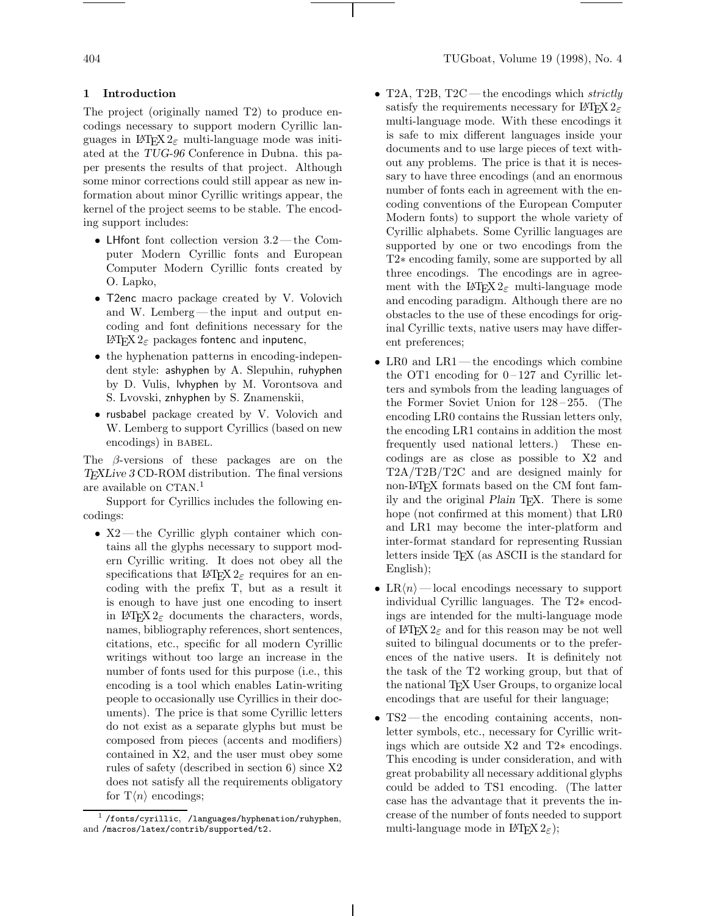## 1 Introduction

The project (originally named T2) to produce encodings necessary to support modern Cyrillic languages in LaTeX 2ε multi-language mode was initiated at the *TUG-96* Conference in Dubna. this paper presents the results of that project. Although some minor corrections could still appear as new information about minor Cyrillic writings appear, the kernel of the project seems to be stable. The encoding support includes:

- LHfont font collection version 3.2 — the Computer Modern Cyrillic fonts and European Computer Modern Cyrillic fonts created by O. Lapko,
- T2enc macro package created by V. Volovich and W. Lemberg — the input and output encoding and font definitions necessary for the LaTeX 2ε packages fontenc and inputenc,
- the hyphenation patterns in encoding-independent style: ashyphen by A. Slepuhin, ruhyphen by D. Vulis, lvhyphen by M. Vorontsova and S. Lvovski, znhyphen by S. Znamenskii,
- rusbabel package created by V. Volovich and W. Lemberg to support Cyrillics (based on new encodings) in BABEL.

The β-versions of these packages are on the *TeXLive 3* CD-ROM distribution. The final versions are available on CTAN.[1]

Support for Cyrillics includes the following encodings:

- X2 — the Cyrillic glyph container which contains all the glyphs necessary to support modern Cyrillic writing. It does not obey all the specifications that LaTeX 2ε requires for an encoding with the prefix T, but as a result it is enough to have just one encoding to insert in LaTeX 2ε documents the characters, words, names, bibliography references, short sentences, citations, etc., specific for all modern Cyrillic writings without too large an increase in the number of fonts used for this purpose (i.e., this encoding is a tool which enables Latin-writing people to occasionally use Cyrillics in their documents). The price is that some Cyrillic letters do not exist as a separate glyphs but must be composed from pieces (accents and modifiers) contained in X2, and the user must obey some rules of safety (described in section 6) since X2 does not satisfy all the requirements obligatory for T⟨n⟩ encodings;
- T2A, T2B, T2C — the encodings which *strictly* satisfy the requirements necessary for LaTeX 2ε multi-language mode. With these encodings it is safe to mix different languages inside your documents and to use large pieces of text without any problems. The price is that it is necessary to have three encodings (and an enormous number of fonts each in agreement with the encoding conventions of the European Computer Modern fonts) to support the whole variety of Cyrillic alphabets. Some Cyrillic languages are supported by one or two encodings from the T2∗ encoding family, some are supported by all three encodings. The encodings are in agreement with the LaTeX 2ε multi-language mode and encoding paradigm. Although there are no obstacles to the use of these encodings for original Cyrillic texts, native users may have different preferences;
- LR0 and LR1 — the encodings which combine the OT1 encoding for 0 – 127 and Cyrillic letters and symbols from the leading languages of the Former Soviet Union for 128 – 255. (The encoding LR0 contains the Russian letters only, the encoding LR1 contains in addition the most frequently used national letters.) These encodings are as close as possible to X2 and T2A/T2B/T2C and are designed mainly for non-LaTeX formats based on the CM font family and the original *Plain* TeX. There is some hope (not confirmed at this moment) that LR0 and LR1 may become the inter-platform and inter-format standard for representing Russian letters inside TeX (as ASCII is the standard for English);
- LR⟨n⟩ — local encodings necessary to support individual Cyrillic languages. The T2∗ encodings are intended for the multi-language mode of LaTeX 2ε and for this reason may be not well suited to bilingual documents or to the preferences of the native users. It is definitely not the task of the T2 working group, but that of the national TeX User Groups, to organize local encodings that are useful for their language;
- TS2 — the encoding containing accents, non-letter symbols, etc., necessary for Cyrillic writings which are outside X2 and T2∗ encodings. This encoding is under consideration, and with great probability all necessary additional glyphs could be added to TS1 encoding. (The latter case has the advantage that it prevents the increase of the number of fonts needed to support multi-language mode in LaTeX 2ε);

[1] /fonts/cyrillic, /languages/hyphenation/ruhyphen, and /macros/latex/contrib/supported/t2.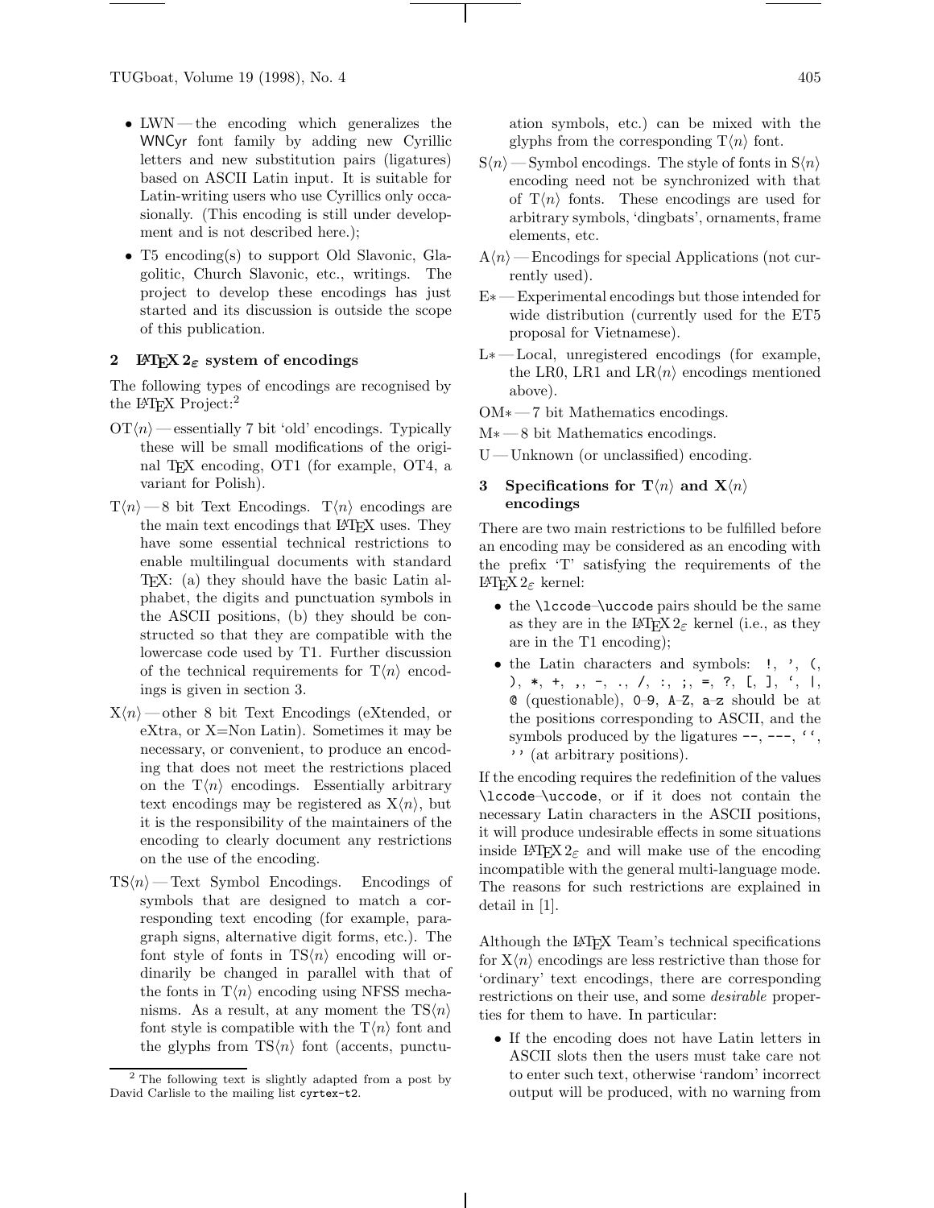- LWN — the encoding which generalizes the WNCyr font family by adding new Cyrillic letters and new substitution pairs (ligatures) based on ASCII Latin input. It is suitable for Latin-writing users who use Cyrillics only occasionally. (This encoding is still under development and is not described here.);
- T5 encoding(s) to support Old Slavonic, Glagolitic, Church Slavonic, etc., writings. The project to develop these encodings has just started and its discussion is outside the scope of this publication.

## 2 LaTeX $2_\varepsilon$ system of encodings

The following types of encodings are recognised by the LaTeX Project:[2]

OT⟨n⟩ — essentially 7 bit 'old' encodings. Typically these will be small modifications of the original TeX encoding, OT1 (for example, OT4, a variant for Polish).

T⟨n⟩ — 8 bit Text Encodings. T⟨n⟩ encodings are the main text encodings that LaTeX uses. They have some essential technical restrictions to enable multilingual documents with standard TeX: (a) they should have the basic Latin alphabet, the digits and punctuation symbols in the ASCII positions, (b) they should be constructed so that they are compatible with the lowercase code used by T1. Further discussion of the technical requirements for T⟨n⟩ encodings is given in section 3.

X⟨n⟩ — other 8 bit Text Encodings (eXtended, or eXtra, or X=Non Latin). Sometimes it may be necessary, or convenient, to produce an encoding that does not meet the restrictions placed on the T⟨n⟩ encodings. Essentially arbitrary text encodings may be registered as X⟨n⟩, but it is the responsibility of the maintainers of the encoding to clearly document any restrictions on the use of the encoding.

TS⟨n⟩ — Text Symbol Encodings. Encodings of symbols that are designed to match a corresponding text encoding (for example, paragraph signs, alternative digit forms, etc.). The font style of fonts in TS⟨n⟩ encoding will ordinarily be changed in parallel with that of the fonts in T⟨n⟩ encoding using NFSS mechanisms. As a result, at any moment the TS⟨n⟩ font style is compatible with the T⟨n⟩ font and the glyphs from TS⟨n⟩ font (accents, punctuation symbols, etc.) can be mixed with the glyphs from the corresponding T⟨n⟩ font.

S⟨n⟩ — Symbol encodings. The style of fonts in S⟨n⟩ encoding need not be synchronized with that of T⟨n⟩ fonts. These encodings are used for arbitrary symbols, 'dingbats', ornaments, frame elements, etc.

A⟨n⟩ — Encodings for special Applications (not currently used).

E∗ — Experimental encodings but those intended for wide distribution (currently used for the ET5 proposal for Vietnamese).

L∗ — Local, unregistered encodings (for example, the LR0, LR1 and LR⟨n⟩ encodings mentioned above).

OM∗ — 7 bit Mathematics encodings.

M∗ — 8 bit Mathematics encodings.

U — Unknown (or unclassified) encoding.

## 3 Specifications for T⟨n⟩ and X⟨n⟩ encodings

There are two main restrictions to be fulfilled before an encoding may be considered as an encoding with the prefix 'T' satisfying the requirements of the LaTeX $2_\varepsilon$ kernel:

- the `\lccode`–`\uccode` pairs should be the same as they are in the LaTeX $2_\varepsilon$ kernel (i.e., as they are in the T1 encoding);
- the Latin characters and symbols: `!`, `'`, `(`, `)`, `*`, `+`, `,`, `-`, `.`, `/`, `:`, `;`, `=`, `?`, `[`, `]`, `` ` ``, `|`, `@` (questionable), `0`–`9`, `A`–`Z`, `a`–`z` should be at the positions corresponding to ASCII, and the symbols produced by the ligatures `--`, `---`, ` `` `, `''` (at arbitrary positions).

If the encoding requires the redefinition of the values `\lccode`–`\uccode`, or if it does not contain the necessary Latin characters in the ASCII positions, it will produce undesirable effects in some situations inside LaTeX $2_\varepsilon$ and will make use of the encoding incompatible with the general multi-language mode. The reasons for such restrictions are explained in detail in [1].

Although the LaTeX Team's technical specifications for X⟨n⟩ encodings are less restrictive than those for 'ordinary' text encodings, there are corresponding restrictions on their use, and some *desirable* properties for them to have. In particular:

- If the encoding does not have Latin letters in ASCII slots then the users must take care not to enter such text, otherwise 'random' incorrect output will be produced, with no warning from

[2] The following text is slightly adapted from a post by David Carlisle to the mailing list `cyrtex-t2`.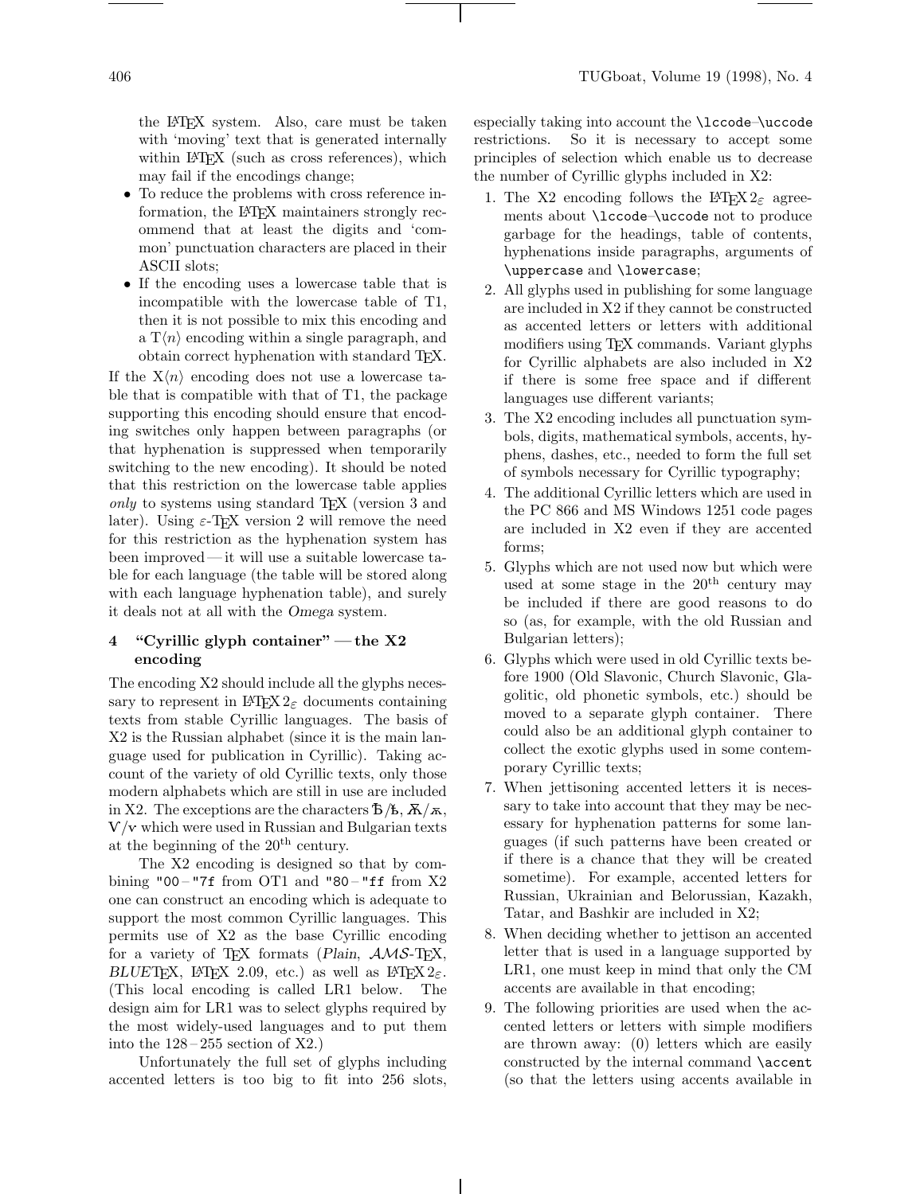the LaTeX system. Also, care must be taken with 'moving' text that is generated internally within LaTeX (such as cross references), which may fail if the encodings change;

- To reduce the problems with cross reference information, the LaTeX maintainers strongly recommend that at least the digits and 'common' punctuation characters are placed in their ASCII slots;
- If the encoding uses a lowercase table that is incompatible with the lowercase table of T1, then it is not possible to mix this encoding and a T⟨n⟩ encoding within a single paragraph, and obtain correct hyphenation with standard TeX.

If the X⟨n⟩ encoding does not use a lowercase table that is compatible with that of T1, the package supporting this encoding should ensure that encoding switches only happen between paragraphs (or that hyphenation is suppressed when temporarily switching to the new encoding). It should be noted that this restriction on the lowercase table applies *only* to systems using standard TeX (version 3 and later). Using ε-TeX version 2 will remove the need for this restriction as the hyphenation system has been improved — it will use a suitable lowercase table for each language (the table will be stored along with each language hyphenation table), and surely it deals not at all with the *Omega* system.

## 4 "Cyrillic glyph container" — the X2 encoding

The encoding X2 should include all the glyphs necessary to represent in LaTeX 2ε documents containing texts from stable Cyrillic languages. The basis of X2 is the Russian alphabet (since it is the main language used for publication in Cyrillic). Taking account of the variety of old Cyrillic texts, only those modern alphabets which are still in use are included in X2. The exceptions are the characters Ѣ/ѣ, Ѫ/ѫ, Ѵ/ѵ which were used in Russian and Bulgarian texts at the beginning of the 20th century.

The X2 encoding is designed so that by combining "00 – "7f from OT1 and "80 – "ff from X2 one can construct an encoding which is adequate to support the most common Cyrillic languages. This permits use of X2 as the base Cyrillic encoding for a variety of TeX formats (*Plain*, AMS-TeX, *BLUE*TeX, LaTeX 2.09, etc.) as well as LaTeX 2ε. (This local encoding is called LR1 below. The design aim for LR1 was to select glyphs required by the most widely-used languages and to put them into the 128 – 255 section of X2.)

Unfortunately the full set of glyphs including accented letters is too big to fit into 256 slots, especially taking into account the `\lccode`–`\uccode` restrictions. So it is necessary to accept some principles of selection which enable us to decrease the number of Cyrillic glyphs included in X2:

1. The X2 encoding follows the LaTeX 2ε agreements about `\lccode`–`\uccode` not to produce garbage for the headings, table of contents, hyphenations inside paragraphs, arguments of `\uppercase` and `\lowercase`;
2. All glyphs used in publishing for some language are included in X2 if they cannot be constructed as accented letters or letters with additional modifiers using TeX commands. Variant glyphs for Cyrillic alphabets are also included in X2 if there is some free space and if different languages use different variants;
3. The X2 encoding includes all punctuation symbols, digits, mathematical symbols, accents, hyphens, dashes, etc., needed to form the full set of symbols necessary for Cyrillic typography;
4. The additional Cyrillic letters which are used in the PC 866 and MS Windows 1251 code pages are included in X2 even if they are accented forms;
5. Glyphs which are not used now but which were used at some stage in the 20th century may be included if there are good reasons to do so (as, for example, with the old Russian and Bulgarian letters);
6. Glyphs which were used in old Cyrillic texts before 1900 (Old Slavonic, Church Slavonic, Glagolitic, old phonetic symbols, etc.) should be moved to a separate glyph container. There could also be an additional glyph container to collect the exotic glyphs used in some contemporary Cyrillic texts;
7. When jettisoning accented letters it is necessary to take into account that they may be necessary for hyphenation patterns for some languages (if such patterns have been created or if there is a chance that they will be created sometime). For example, accented letters for Russian, Ukrainian and Belorussian, Kazakh, Tatar, and Bashkir are included in X2;
8. When deciding whether to jettison an accented letter that is used in a language supported by LR1, one must keep in mind that only the CM accents are available in that encoding;
9. The following priorities are used when the accented letters or letters with simple modifiers are thrown away: (0) letters which are easily constructed by the internal command `\accent` (so that the letters using accents available in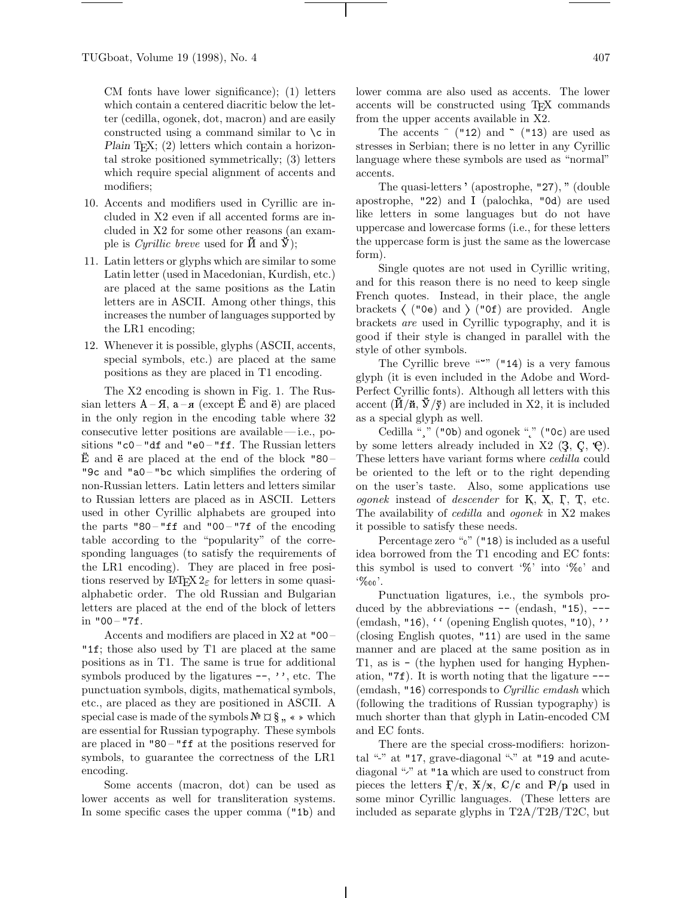CM fonts have lower significance); (1) letters which contain a centered diacritic below the letter (cedilla, ogonek, dot, macron) and are easily constructed using a command similar to `\c` in *Plain* TEX; (2) letters which contain a horizontal stroke positioned symmetrically; (3) letters which require special alignment of accents and modifiers;

10. Accents and modifiers used in Cyrillic are included in X2 even if all accented forms are included in X2 for some other reasons (an example is *Cyrillic breve* used for Й̆ and Ў̆);
11. Latin letters or glyphs which are similar to some Latin letter (used in Macedonian, Kurdish, etc.) are placed at the same positions as the Latin letters are in ASCII. Among other things, this increases the number of languages supported by the LR1 encoding;
12. Whenever it is possible, glyphs (ASCII, accents, special symbols, etc.) are placed at the same positions as they are placed in T1 encoding.

The X2 encoding is shown in Fig. 1. The Russian letters А – Я, а – я (except Ё and ё) are placed in the only region in the encoding table where 32 consecutive letter positions are available — i.e., positions `"c0` – `"df` and `"e0` – `"ff`. The Russian letters Ё and ё are placed at the end of the block `"80` – `"9c` and `"a0` – `"bc` which simplifies the ordering of non-Russian letters. Latin letters and letters similar to Russian letters are placed as in ASCII. Letters used in other Cyrillic alphabets are grouped into the parts `"80` – `"ff` and `"00` – `"7f` of the encoding table according to the "popularity" of the corresponding languages (to satisfy the requirements of the LR1 encoding). They are placed in free positions reserved by LATEX $2_\varepsilon$ for letters in some quasi-alphabetic order. The old Russian and Bulgarian letters are placed at the end of the block of letters in `"00` – `"7f`.

Accents and modifiers are placed in X2 at `"00` – `"1f`; those also used by T1 are placed at the same positions as in T1. The same is true for additional symbols produced by the ligatures `--`, `''`, etc. The punctuation symbols, digits, mathematical symbols, etc., are placed as they are positioned in ASCII. A special case is made of the symbols № ¤ § „ « » which are essential for Russian typography. These symbols are placed in `"80` – `"ff` at the positions reserved for symbols, to guarantee the correctness of the LR1 encoding.

Some accents (macron, dot) can be used as lower accents as well for transliteration systems. In some specific cases the upper comma (`"1b`) and lower comma are also used as accents. The lower accents will be constructed using TEX commands from the upper accents available in X2.

The accents ̑ (`"12`) and ̏ (`"13`) are used as stresses in Serbian; there is no letter in any Cyrillic language where these symbols are used as "normal" accents.

The quasi-letters ' (apostrophe, `"27`), " (double apostrophe, `"22`) and I (palochka, `"0d`) are used like letters in some languages but do not have uppercase and lowercase forms (i.e., for these letters the uppercase form is just the same as the lowercase form).

Single quotes are not used in Cyrillic writing, and for this reason there is no need to keep single French quotes. Instead, in their place, the angle brackets ⟨ (`"0e`) and ⟩ (`"0f`) are provided. Angle brackets *are* used in Cyrillic typography, and it is good if their style is changed in parallel with the style of other symbols.

The Cyrillic breve "˘" (`"14`) is a very famous glyph (it is even included in the Adobe and WordPerfect Cyrillic fonts). Although all letters with this accent (Й̆/й̆, Ў̆/ў̆) are included in X2, it is included as a special glyph as well.

Cedilla "¸" (`"0b`) and ogonek "˛" (`"0c`) are used by some letters already included in X2 (З̧, Ç, Ҫ). These letters have variant forms where *cedilla* could be oriented to the left or to the right depending on the user's taste. Also, some applications use *ogonek* instead of *descender* for К̨, Х̨, Г̨, Т̨, etc. The availability of *cedilla* and *ogonek* in X2 makes it possible to satisfy these needs.

Percentage zero "₀" (`"18`) is included as a useful idea borrowed from the T1 encoding and EC fonts: this symbol is used to convert '%' into '‰' and '‱'.

Punctuation ligatures, i.e., the symbols produced by the abbreviations `--` (endash, `"15`), `---` (emdash, `"16`), ` `` ` (opening English quotes, `"10`), `''` (closing English quotes, `"11`) are used in the same manner and are placed at the same position as in T1, as is `-` (the hyphen used for hanging Hyphenation, `"7f`). It is worth noting that the ligature `---` (emdash, `"16`) corresponds to *Cyrillic emdash* which (following the traditions of Russian typography) is much shorter than that glyph in Latin-encoded CM and EC fonts.

There are the special cross-modifiers: horizontal "-" at `"17`, grave-diagonal "⟍" at `"19` and acute-diagonal "⟋" at `"1a` which are used to construct from pieces the letters Ғ/ғ, Ӿ/ӿ, Ꞓ/ꞓ and Ҏ/ҏ used in some minor Cyrillic languages. (These letters are included as separate glyphs in T2A/T2B/T2C, but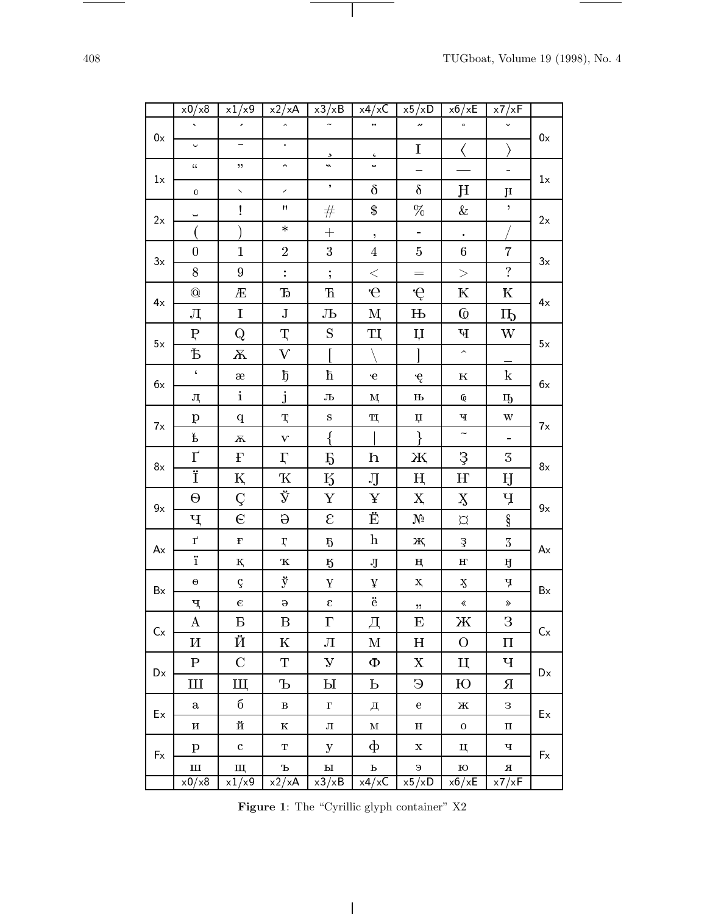| | x0/x8 | x1/x9 | x2/xA | x3/xB | x4/xC | x5/xD | x6/xE | x7/xF | |
|---|---|---|---|---|---|---|---|---|---|
| 0x | ` | ´ | ˆ | ˜ | ¨ | ˝ | ˚ | ˇ | 0x |
| | ˘ | ¯ | ˙ | ¸ | ˛ | I | 〈 | 〉 | |
| 1x | “ | ” | ⌢ | ̏ | ̑ | – | — | ‒ | 1x |
| | ₀ | ` | ´ | ' | δ | δ | Ԋ | ԋ | |
| 2x | ␣ | ! | " | # | $ | % | & | ' | 2x |
| | ( | ) | * | + | , | - | . | / | |
| 3x | 0 | 1 | 2 | 3 | 4 | 5 | 6 | 7 | 3x |
| | 8 | 9 | : | ; | < | = | > | ? | |
| 4x | @ | Æ | Ђ | Ћ | Ҽ | Ҿ | Ҟ | Ԟ | 4x |
| | Ӆ | I | J | Љ | Ӎ | Њ | Ҩ | Ҧ | |
| 5x | Ҏ | Q | Ҭ | S | Ҵ | Џ | Ӌ | W | 5x |
| | Ѣ | Ѫ | Ѵ | [ | \ | ] | ^ | _ | |
| 6x | ‘ | æ | ђ | ћ | ҽ | ҿ | ҟ | ԟ | 6x |
| | ӆ | i | j | љ | ӎ | њ | ҩ | ҧ | |
| 7x | ҏ | q | ҭ | s | ҵ | џ | ӌ | w | 7x |
| | ѣ | ѫ | ѵ | { | \| | } | ~ | - | |
| 8x | Ґ | Ғ | Ӷ | Ҕ | Һ | Җ | Ҙ | Ӡ | 8x |
| | Ї | Қ | Ҡ | Ӄ | Ԓ | Ң | Ҥ | Ӈ | |
| 9x | Ѳ | Ҫ | Ў̈ | Ү | Ұ | Ҳ | Ӽ | Ҷ | 9x |
| | Ҹ | Є | Ә | Ԑ | Ë | № | ¤ | § | |
| Ax | ґ | ғ | ӷ | ҕ | һ | җ | ҙ | ӡ | Ax |
| | ї | қ | ҡ | ӄ | ԓ | ң | ҥ | ӈ | |
| Bx | ѳ | ҫ | ў̈ | ү | ұ | ҳ | ӽ | ҷ | Bx |
| | ҹ | є | ә | ԑ | ё | „ | « | » | |
| Cx | А | Б | В | Г | Д | Е | Ж | З | Cx |
| | И | Й | К | Л | М | Н | О | П | |
| Dx | Р | С | Т | У | Ф | Х | Ц | Ч | Dx |
| | Ш | Щ | Ъ | Ы | Ь | Э | Ю | Я | |
| Ex | а | б | в | г | д | е | ж | з | Ex |
| | и | й | к | л | м | н | о | п | |
| Fx | р | с | т | у | ф | х | ц | ч | Fx |
| | ш | щ | ъ | ы | ь | э | ю | я | |
| | x0/x8 | x1/x9 | x2/xA | x3/xB | x4/xC | x5/xD | x6/xE | x7/xF | |

**Figure 1**: The “Cyrillic glyph container” X2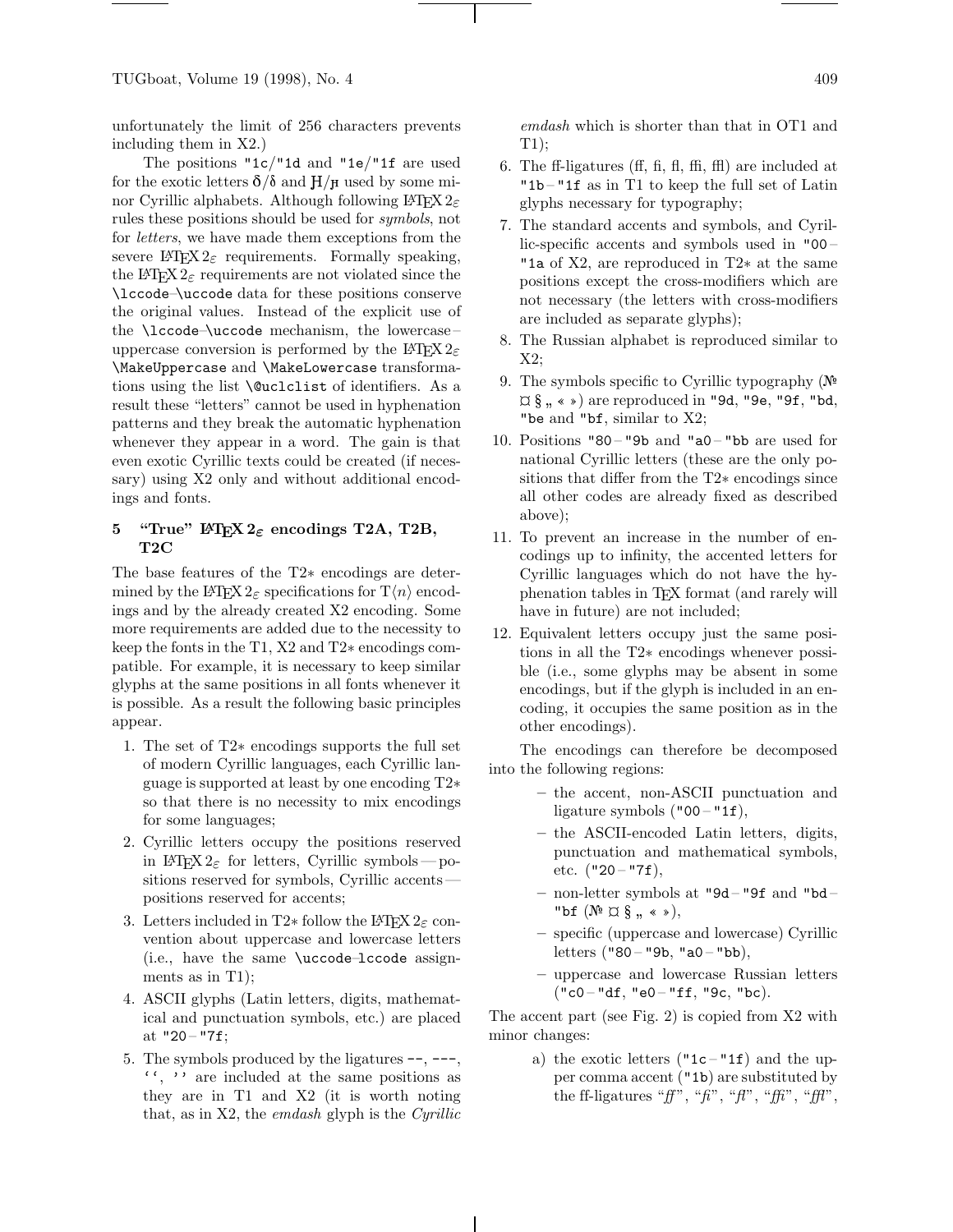unfortunately the limit of 256 characters prevents including them in X2.)

The positions "1c/"1d and "1e/"1f are used for the exotic letters Ꙉ/ꙉ and Ꙥ/ꙥ used by some minor Cyrillic alphabets. Although following LaTeX 2ε rules these positions should be used for *symbols*, not for *letters*, we have made them exceptions from the severe LaTeX 2ε requirements. Formally speaking, the LaTeX 2ε requirements are not violated since the `\lccode`–`\uccode` data for these positions conserve the original values. Instead of the explicit use of the `\lccode`–`\uccode` mechanism, the lowercase–uppercase conversion is performed by the LaTeX 2ε `\MakeUppercase` and `\MakeLowercase` transformations using the list `\@uclclist` of identifiers. As a result these "letters" cannot be used in hyphenation patterns and they break the automatic hyphenation whenever they appear in a word. The gain is that even exotic Cyrillic texts could be created (if necessary) using X2 only and without additional encodings and fonts.

## 5 "True" LaTeX 2ε encodings T2A, T2B, T2C

The base features of the T2∗ encodings are determined by the LaTeX 2ε specifications for T⟨n⟩ encodings and by the already created X2 encoding. Some more requirements are added due to the necessity to keep the fonts in the T1, X2 and T2∗ encodings compatible. For example, it is necessary to keep similar glyphs at the same positions in all fonts whenever it is possible. As a result the following basic principles appear.

1. The set of T2∗ encodings supports the full set of modern Cyrillic languages, each Cyrillic language is supported at least by one encoding T2∗ so that there is no necessity to mix encodings for some languages;
2. Cyrillic letters occupy the positions reserved in LaTeX 2ε for letters, Cyrillic symbols — positions reserved for symbols, Cyrillic accents — positions reserved for accents;
3. Letters included in T2∗ follow the LaTeX 2ε convention about uppercase and lowercase letters (i.e., have the same `\uccode`–`lccode` assignments as in T1);
4. ASCII glyphs (Latin letters, digits, mathematical and punctuation symbols, etc.) are placed at "20 – "7f;
5. The symbols produced by the ligatures `--`, `---`, ` `` `, `''` are included at the same positions as they are in T1 and X2 (it is worth noting that, as in X2, the *emdash* glyph is the *Cyrillic emdash* which is shorter than that in OT1 and T1);
6. The ff-ligatures (ff, fi, fl, ffi, ffl) are included at "1b – "1f as in T1 to keep the full set of Latin glyphs necessary for typography;
7. The standard accents and symbols, and Cyrillic-specific accents and symbols used in "00 – "1a of X2, are reproduced in T2∗ at the same positions except the cross-modifiers which are not necessary (the letters with cross-modifiers are included as separate glyphs);
8. The Russian alphabet is reproduced similar to X2;
9. The symbols specific to Cyrillic typography (№ ¤ § „ « ») are reproduced in "9d, "9e, "9f, "bd, "be and "bf, similar to X2;
10. Positions "80 – "9b and "a0 – "bb are used for national Cyrillic letters (these are the only positions that differ from the T2∗ encodings since all other codes are already fixed as described above);
11. To prevent an increase in the number of encodings up to infinity, the accented letters for Cyrillic languages which do not have the hyphenation tables in TeX format (and rarely will have in future) are not included;
12. Equivalent letters occupy just the same positions in all the T2∗ encodings whenever possible (i.e., some glyphs may be absent in some encodings, but if the glyph is included in an encoding, it occupies the same position as in the other encodings).

The encodings can therefore be decomposed into the following regions:

- the accent, non-ASCII punctuation and ligature symbols ("00 – "1f),
- the ASCII-encoded Latin letters, digits, punctuation and mathematical symbols, etc. ("20 – "7f),
- non-letter symbols at "9d – "9f and "bd – "bf (№ ¤ § „ « »),
- specific (uppercase and lowercase) Cyrillic letters ("80 – "9b, "a0 – "bb),
- uppercase and lowercase Russian letters ("c0 – "df, "e0 – "ff, "9c, "bc).

The accent part (see Fig. 2) is copied from X2 with minor changes:

a) the exotic letters ("1c – "1f) and the upper comma accent ("1b) are substituted by the ff-ligatures "*ff*", "*fi*", "*fl*", "*ffi*", "*ffl*",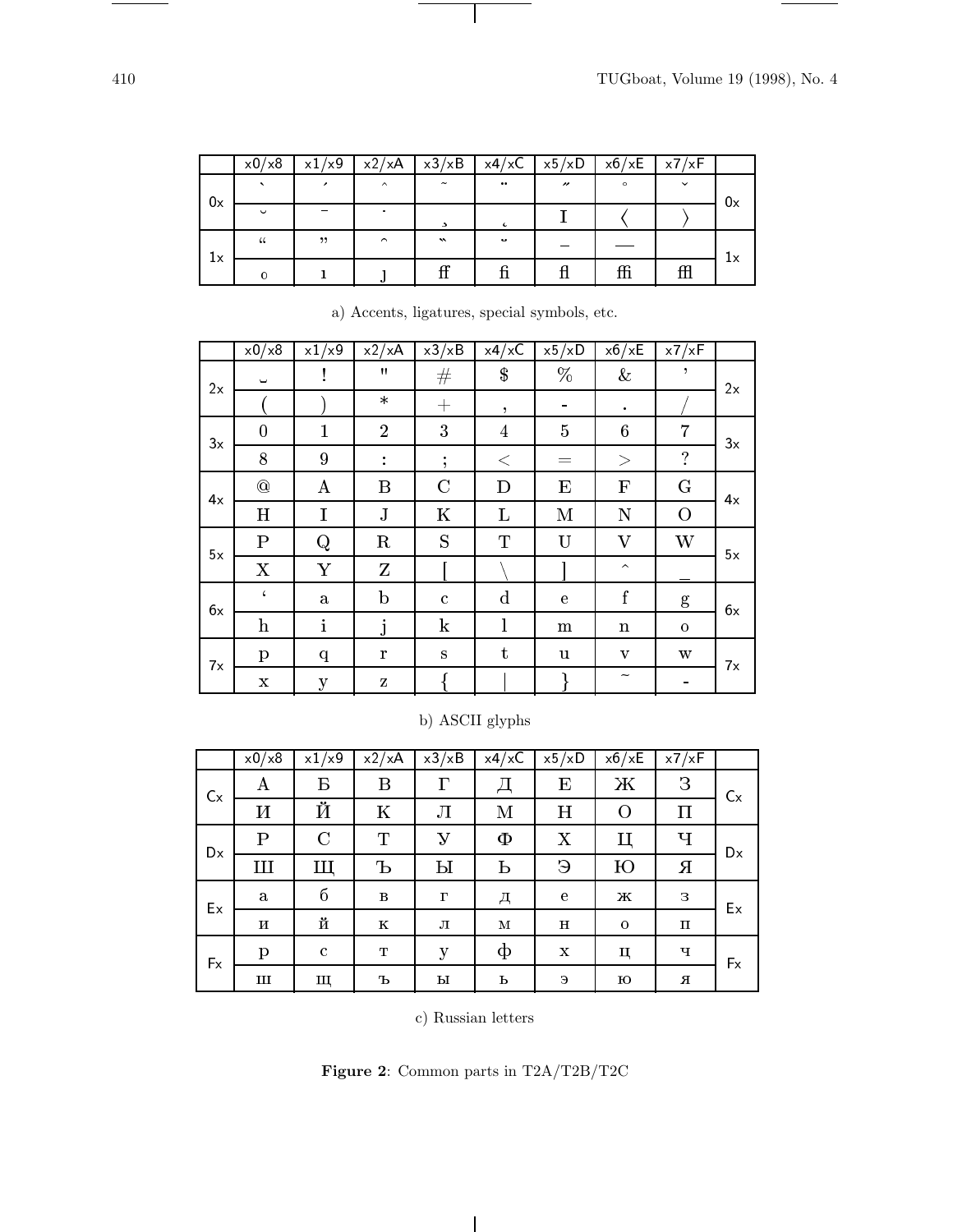| | x0/x8 | x1/x9 | x2/xA | x3/xB | x4/xC | x5/xD | x6/xE | x7/xF | |
|---|---|---|---|---|---|---|---|---|---|
| 0x | ` | ´ | ^ | ˜ | ¨ | ˝ | ˚ | ˇ | 0x |
| | ˘ | ¯ | ˙ | ¸ | ˛ | I | 〈 | 〉 | |
| 1x | “ | ” | ⁀ | „ | ‿ | – | — | | 1x |
| | ₀ | ı | ȷ | ff | fi | fl | ffi | ffl | |

a) Accents, ligatures, special symbols, etc.

| | x0/x8 | x1/x9 | x2/xA | x3/xB | x4/xC | x5/xD | x6/xE | x7/xF | |
|---|---|---|---|---|---|---|---|---|---|
| 2x | ␣ | ! | " | # | $ | % | & | ’ | 2x |
| | ( | ) | * | + | , | - | . | / | |
| 3x | 0 | 1 | 2 | 3 | 4 | 5 | 6 | 7 | 3x |
| | 8 | 9 | : | ; | < | = | > | ? | |
| 4x | @ | A | B | C | D | E | F | G | 4x |
| | H | I | J | K | L | M | N | O | |
| 5x | P | Q | R | S | T | U | V | W | 5x |
| | X | Y | Z | [ | \ | ] | ^ | _ | |
| 6x | ‘ | a | b | c | d | e | f | g | 6x |
| | h | i | j | k | l | m | n | o | |
| 7x | p | q | r | s | t | u | v | w | 7x |
| | x | y | z | { | \| | } | ~ | - | |

b) ASCII glyphs

| | x0/x8 | x1/x9 | x2/xA | x3/xB | x4/xC | x5/xD | x6/xE | x7/xF | |
|---|---|---|---|---|---|---|---|---|---|
| Cx | А | Б | В | Г | Д | Е | Ж | З | Cx |
| | И | Й | К | Л | М | Н | О | П | |
| Dx | Р | С | Т | У | Ф | Х | Ц | Ч | Dx |
| | Ш | Щ | Ъ | Ы | Ь | Э | Ю | Я | |
| Ex | а | б | в | г | д | е | ж | з | Ex |
| | и | й | к | л | м | н | о | п | |
| Fx | р | с | т | у | ф | х | ц | ч | Fx |
| | ш | щ | ъ | ы | ь | э | ю | я | |

c) Russian letters

**Figure 2**: Common parts in T2A/T2B/T2C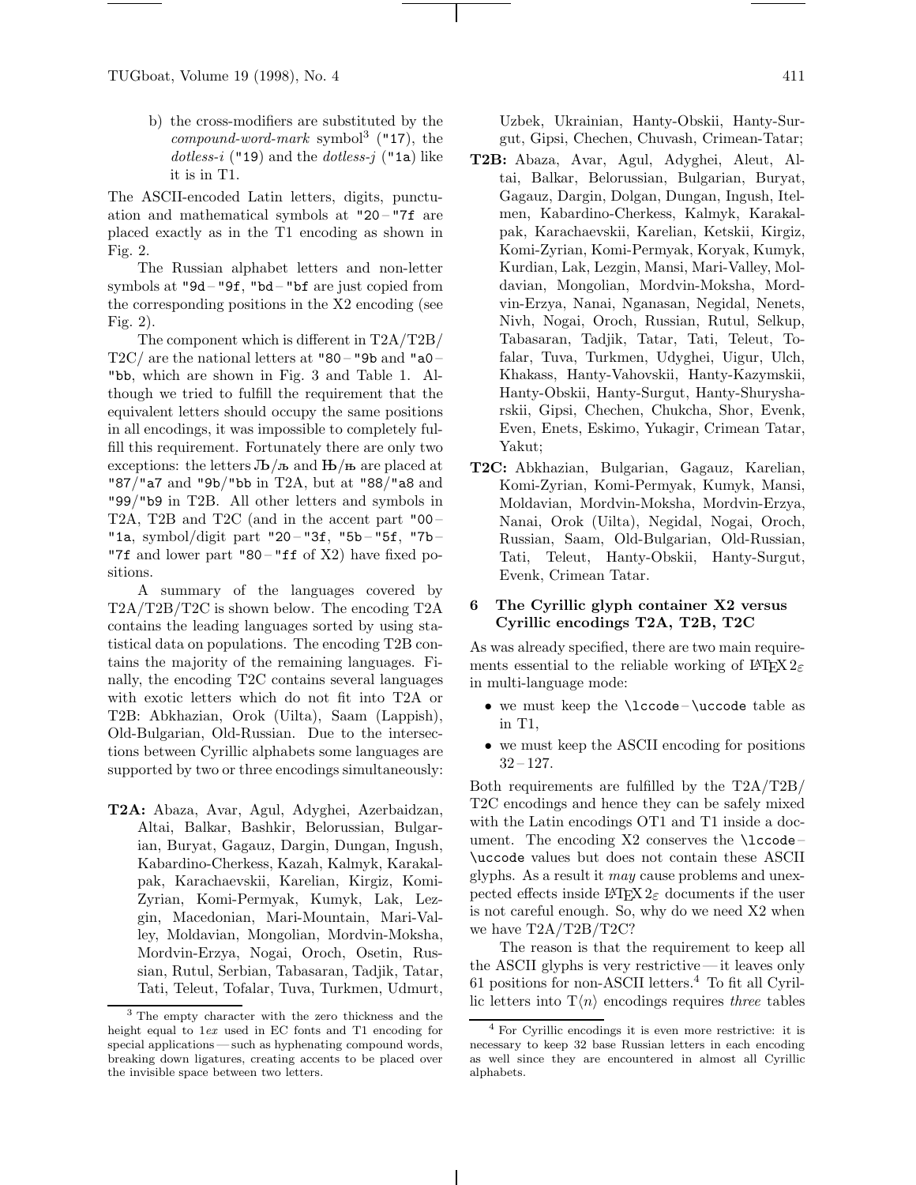b) the cross-modifiers are substituted by the *compound-word-mark* symbol[3] ("17), the *dotless-i* ("19) and the *dotless-j* ("1a) like it is in T1.

The ASCII-encoded Latin letters, digits, punctuation and mathematical symbols at "20 – "7f are placed exactly as in the T1 encoding as shown in Fig. 2.

The Russian alphabet letters and non-letter symbols at "9d – "9f, "bd – "bf are just copied from the corresponding positions in the X2 encoding (see Fig. 2).

The component which is different in T2A/T2B/T2C/ are the national letters at "80 – "9b and "a0 – "bb, which are shown in Fig. 3 and Table 1. Although we tried to fulfill the requirement that the equivalent letters should occupy the same positions in all encodings, it was impossible to completely fulfill this requirement. Fortunately there are only two exceptions: the letters Љ/љ and Њ/њ are placed at "87/"a7 and "9b/"bb in T2A, but at "88/"a8 and "99/"b9 in T2B. All other letters and symbols in T2A, T2B and T2C (and in the accent part "00 – "1a, symbol/digit part "20 – "3f, "5b – "5f, "7b – "7f and lower part "80 – "ff of X2) have fixed positions.

A summary of the languages covered by T2A/T2B/T2C is shown below. The encoding T2A contains the leading languages sorted by using statistical data on populations. The encoding T2B contains the majority of the remaining languages. Finally, the encoding T2C contains several languages with exotic letters which do not fit into T2A or T2B: Abkhazian, Orok (Uilta), Saam (Lappish), Old-Bulgarian, Old-Russian. Due to the intersections between Cyrillic alphabets some languages are supported by two or three encodings simultaneously:

**T2A:** Abaza, Avar, Agul, Adyghei, Azerbaidzan, Altai, Balkar, Bashkir, Belorussian, Bulgarian, Buryat, Gagauz, Dargin, Dungan, Ingush, Kabardino-Cherkess, Kazah, Kalmyk, Karakalpak, Karachaevskii, Karelian, Kirgiz, Komi-Zyrian, Komi-Permyak, Kumyk, Lak, Lezgin, Macedonian, Mari-Mountain, Mari-Valley, Moldavian, Mongolian, Mordvin-Moksha, Mordvin-Erzya, Nogai, Oroch, Osetin, Russian, Rutul, Serbian, Tabasaran, Tadjik, Tatar, Tati, Teleut, Tofalar, Tuva, Turkmen, Udmurt, Uzbek, Ukrainian, Hanty-Obskii, Hanty-Surgut, Gipsi, Chechen, Chuvash, Crimean-Tatar;

**T2B:** Abaza, Avar, Agul, Adyghei, Aleut, Altai, Balkar, Belorussian, Bulgarian, Buryat, Gagauz, Dargin, Dolgan, Dungan, Ingush, Itelmen, Kabardino-Cherkess, Kalmyk, Karakalpak, Karachaevskii, Karelian, Ketskii, Kirgiz, Komi-Zyrian, Komi-Permyak, Koryak, Kumyk, Kurdian, Lak, Lezgin, Mansi, Mari-Valley, Moldavian, Mongolian, Mordvin-Moksha, Mordvin-Erzya, Nanai, Nganasan, Negidal, Nenets, Nivh, Nogai, Oroch, Russian, Rutul, Selkup, Tabasaran, Tadjik, Tatar, Tati, Teleut, Tofalar, Tuva, Turkmen, Udyghei, Uigur, Ulch, Khakass, Hanty-Vahovskii, Hanty-Kazymskii, Hanty-Obskii, Hanty-Surgut, Hanty-Shuryshar­skii, Gipsi, Chechen, Chukcha, Shor, Evenk, Even, Enets, Eskimo, Yukagir, Crimean Tatar, Yakut;

**T2C:** Abkhazian, Bulgarian, Gagauz, Karelian, Komi-Zyrian, Komi-Permyak, Kumyk, Mansi, Moldavian, Mordvin-Moksha, Mordvin-Erzya, Nanai, Orok (Uilta), Negidal, Nogai, Oroch, Russian, Saam, Old-Bulgarian, Old-Russian, Tati, Teleut, Hanty-Obskii, Hanty-Surgut, Evenk, Crimean Tatar.

## 6 The Cyrillic glyph container X2 versus Cyrillic encodings T2A, T2B, T2C

As was already specified, there are two main requirements essential to the reliable working of LaTeX $2_\varepsilon$ in multi-language mode:

- we must keep the `\lccode` – `\uccode` table as in T1,
- we must keep the ASCII encoding for positions 32 – 127.

Both requirements are fulfilled by the T2A/T2B/T2C encodings and hence they can be safely mixed with the Latin encodings OT1 and T1 inside a document. The encoding X2 conserves the `\lccode` – `\uccode` values but does not contain these ASCII glyphs. As a result it *may* cause problems and unexpected effects inside LaTeX $2_\varepsilon$ documents if the user is not careful enough. So, why do we need X2 when we have T2A/T2B/T2C?

The reason is that the requirement to keep all the ASCII glyphs is very restrictive — it leaves only 61 positions for non-ASCII letters.[4] To fit all Cyrillic letters into T$\langle n \rangle$ encodings requires *three* tables

[3] The empty character with the zero thickness and the height equal to 1*ex* used in EC fonts and T1 encoding for special applications — such as hyphenating compound words, breaking down ligatures, creating accents to be placed over the invisible space between two letters.

[4] For Cyrillic encodings it is even more restrictive: it is necessary to keep 32 base Russian letters in each encoding as well since they are encountered in almost all Cyrillic alphabets.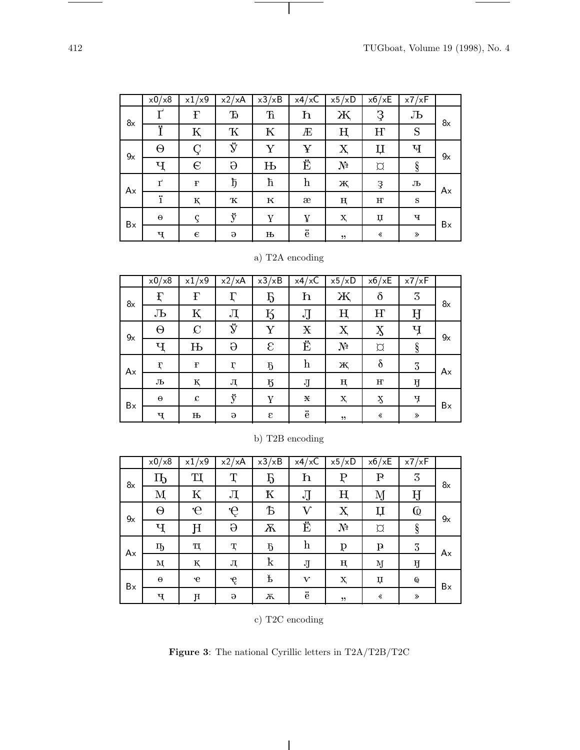|    | x0/x8 | x1/x9 | x2/xA | x3/xB | x4/xC | x5/xD | x6/xE | x7/xF |    |
|---|---|---|---|---|---|---|---|---|---|
| 8x | Ґ | Ғ | Ђ | Ћ | Һ | Җ | Ҙ | Љ | 8x |
| 8x | Ї | Қ | Ҡ | Ҟ | Ӕ | Ң | Ҥ | Ѕ | 8x |
| 9x | Ө | Ҫ | Ў | Ү | Ұ | Ҳ | Џ | Ҹ | 9x |
| 9x | Ҷ | Є | Ә | Њ | Ё | № | ¤ | § | 9x |
| Ax | ґ | ғ | ђ | ћ | һ | җ | ҙ | љ | Ax |
| Ax | ї | қ | ҡ | ҟ | ӕ | ң | ҥ | ѕ | Ax |
| Bx | ө | ҫ | ў | ү | ұ | ҳ | џ | ҹ | Bx |
| Bx | ҷ | є | ә | њ | ё | „ | « | » | Bx |

a) T2A encoding

|    | x0/x8 | x1/x9 | x2/xA | x3/xB | x4/xC | x5/xD | x6/xE | x7/xF |    |
|---|---|---|---|---|---|---|---|---|---|
| 8x | Ӻ | Ғ | Ӷ | Ҕ | Һ | Җ | δ | Ӡ | 8x |
| 8x | Љ | Қ | Ӆ | Ӄ | Ԓ | Ң | Ҥ | Ӈ | 8x |
| 9x | Ө | Ꞓ | Ў | Ү | Ӿ | Ҳ | Ӽ | Ӌ | 9x |
| 9x | Ҷ | Њ | Ә | Ԑ | Ё | № | ¤ | § | 9x |
| Ax | ӻ | ғ | ӷ | ҕ | һ | җ | δ | ӡ | Ax |
| Ax | љ | қ | ӆ | ӄ | ԓ | ң | ҥ | ӈ | Ax |
| Bx | ө | ꞓ | ў | ү | ӿ | ҳ | ӽ | ӌ | Bx |
| Bx | ҷ | њ | ә | ԑ | ё | „ | « | » | Bx |

b) T2B encoding

|    | x0/x8 | x1/x9 | x2/xA | x3/xB | x4/xC | x5/xD | x6/xE | x7/xF |    |
|---|---|---|---|---|---|---|---|---|---|
| 8x | Ҧ | Ҵ | Ҭ | Ҕ | Һ | Ҏ | Ԗ | Ӡ | 8x |
| 8x | Ӎ | Қ | Ӆ | Ҟ | Ԓ | Ң | Ӎ | Ӈ | 8x |
| 9x | Ө | Ҽ | Ҿ | Ѣ | Ѵ | Ҳ | Џ | Ҩ | 9x |
| 9x | Ҷ | Ӊ | Ә | Ѫ | Ё | № | ¤ | § | 9x |
| Ax | ҧ | ҵ | ҭ | ҕ | һ | ҏ | ԗ | ӡ | Ax |
| Ax | ӎ | қ | ӆ | ҟ | ԓ | ң | ӎ | ӈ | Ax |
| Bx | ө | ҽ | ҿ | ѣ | ѵ | ҳ | џ | ҩ | Bx |
| Bx | ҷ | ӊ | ә | ѫ | ё | „ | « | » | Bx |

c) T2C encoding

**Figure 3**: The national Cyrillic letters in T2A/T2B/T2C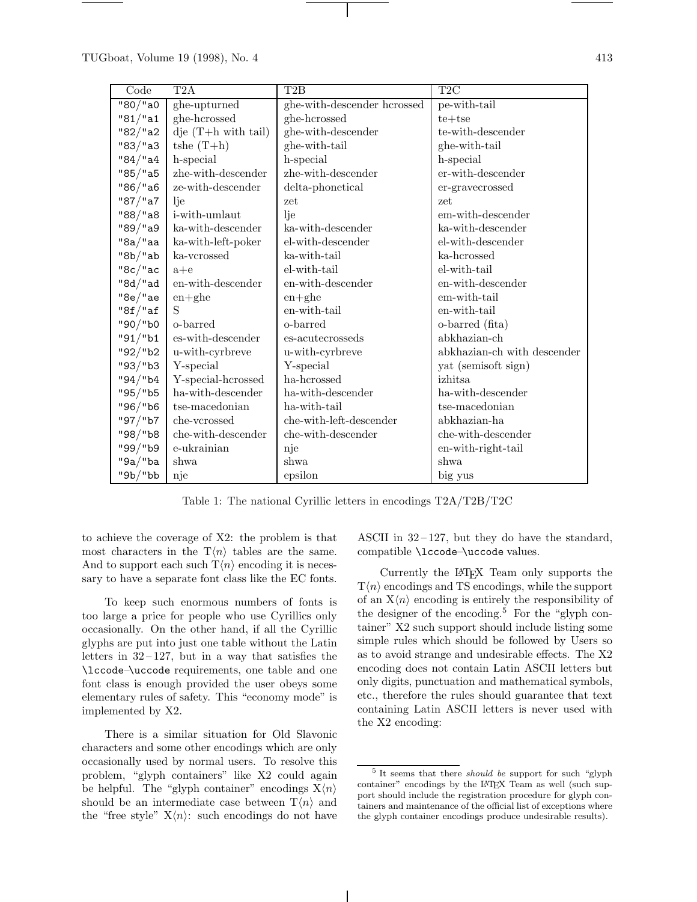| Code | T2A | T2B | T2C |
|---|---|---|---|
| "80/"a0 | ghe-upturned | ghe-with-descender hcrossed | pe-with-tail |
| "81/"a1 | ghe-hcrossed | ghe-hcrossed | te+tse |
| "82/"a2 | dje (T+h with tail) | ghe-with-descender | te-with-descender |
| "83/"a3 | tshe (T+h) | ghe-with-tail | ghe-with-tail |
| "84/"a4 | h-special | h-special | h-special |
| "85/"a5 | zhe-with-descender | zhe-with-descender | er-with-descender |
| "86/"a6 | ze-with-descender | delta-phonetical | er-gravecrossed |
| "87/"a7 | lje | zet | zet |
| "88/"a8 | i-with-umlaut | lje | em-with-descender |
| "89/"a9 | ka-with-descender | ka-with-descender | ka-with-descender |
| "8a/"aa | ka-with-left-poker | el-with-descender | el-with-descender |
| "8b/"ab | ka-vcrossed | ka-with-tail | ka-hcrossed |
| "8c/"ac | a+e | el-with-tail | el-with-tail |
| "8d/"ad | en-with-descender | en-with-descender | en-with-descender |
| "8e/"ae | en+ghe | en+ghe | em-with-tail |
| "8f/"af | S | en-with-tail | en-with-tail |
| "90/"b0 | o-barred | o-barred | o-barred (fita) |
| "91/"b1 | es-with-descender | es-acutecrosseds | abkhazian-ch |
| "92/"b2 | u-with-cyrbreve | u-with-cyrbreve | abkhazian-ch with descender |
| "93/"b3 | Y-special | Y-special | yat (semisoft sign) |
| "94/"b4 | Y-special-hcrossed | ha-hcrossed | izhitsa |
| "95/"b5 | ha-with-descender | ha-with-descender | ha-with-descender |
| "96/"b6 | tse-macedonian | ha-with-tail | tse-macedonian |
| "97/"b7 | che-vcrossed | che-with-left-descender | abkhazian-ha |
| "98/"b8 | che-with-descender | che-with-descender | che-with-descender |
| "99/"b9 | e-ukrainian | nje | en-with-right-tail |
| "9a/"ba | shwa | shwa | shwa |
| "9b/"bb | nje | epsilon | big yus |

Table 1: The national Cyrillic letters in encodings T2A/T2B/T2C

to achieve the coverage of X2: the problem is that most characters in the T⟨n⟩ tables are the same. And to support each such T⟨n⟩ encoding it is necessary to have a separate font class like the EC fonts.

To keep such enormous numbers of fonts is too large a price for people who use Cyrillics only occasionally. On the other hand, if all the Cyrillic glyphs are put into just one table without the Latin letters in 32 – 127, but in a way that satisfies the `\lccode`–`\uccode` requirements, one table and one font class is enough provided the user obeys some elementary rules of safety. This "economy mode" is implemented by X2.

There is a similar situation for Old Slavonic characters and some other encodings which are only occasionally used by normal users. To resolve this problem, "glyph containers" like X2 could again be helpful. The "glyph container" encodings X⟨n⟩ should be an intermediate case between T⟨n⟩ and the "free style" X⟨n⟩: such encodings do not have ASCII in 32 – 127, but they do have the standard, compatible `\lccode`–`\uccode` values.

Currently the LaTeX Team only supports the T⟨n⟩ encodings and TS encodings, while the support of an X⟨n⟩ encoding is entirely the responsibility of the designer of the encoding.[5] For the "glyph container" X2 such support should include listing some simple rules which should be followed by Users so as to avoid strange and undesirable effects. The X2 encoding does not contain Latin ASCII letters but only digits, punctuation and mathematical symbols, etc., therefore the rules should guarantee that text containing Latin ASCII letters is never used with the X2 encoding:

[5] It seems that there *should be* support for such "glyph container" encodings by the LaTeX Team as well (such support should include the registration procedure for glyph containers and maintenance of the official list of exceptions where the glyph container encodings produce undesirable results).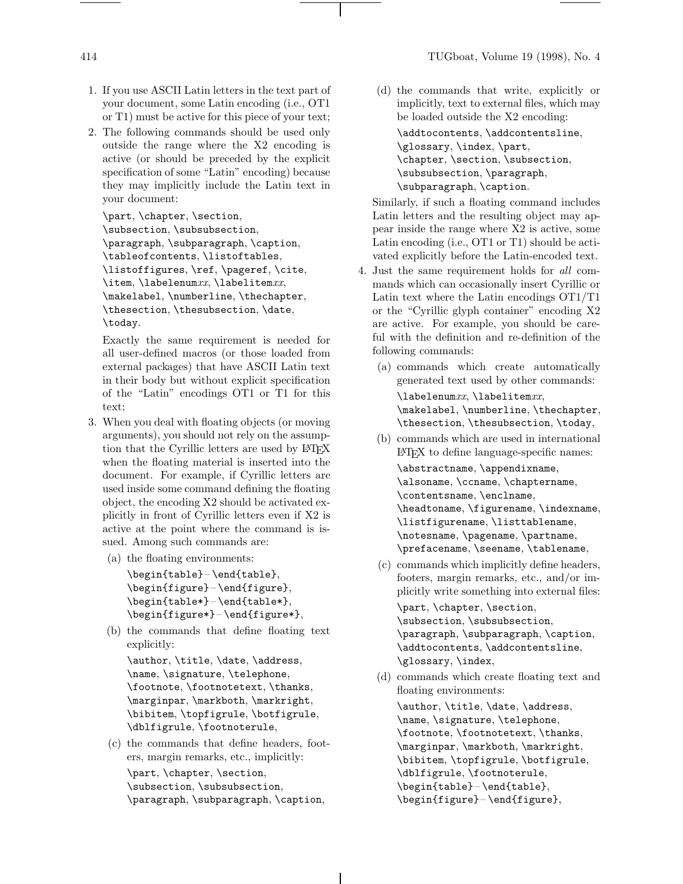1. If you use ASCII Latin letters in the text part of your document, some Latin encoding (i.e., OT1 or T1) must be active for this piece of your text;
2. The following commands should be used only outside the range where the X2 encoding is active (or should be preceded by the explicit specification of some "Latin" encoding) because they may implicitly include the Latin text in your document:

   `\part`, `\chapter`, `\section`, `\subsection`, `\subsubsection`, `\paragraph`, `\subparagraph`, `\caption`, `\tableofcontents`, `\listoftables`, `\listoffigures`, `\ref`, `\pageref`, `\cite`, `\item`, `\labelenum`*xx*, `\labelitem`*xx*, `\makelabel`, `\numberline`, `\thechapter`, `\thesection`, `\thesubsection`, `\date`, `\today`.

   Exactly the same requirement is needed for all user-defined macros (or those loaded from external packages) that have ASCII Latin text in their body but without explicit specification of the "Latin" encodings OT1 or T1 for this text;
3. When you deal with floating objects (or moving arguments), you should not rely on the assumption that the Cyrillic letters are used by LaTeX when the floating material is inserted into the document. For example, if Cyrillic letters are used inside some command defining the floating object, the encoding X2 should be activated explicitly in front of Cyrillic letters even if X2 is active at the point where the command is issued. Among such commands are:
   (a) the floating environments:

   `\begin{table}`–`\end{table}`, `\begin{figure}`–`\end{figure}`, `\begin{table*}`–`\end{table*}`, `\begin{figure*}`–`\end{figure*}`,

   (b) the commands that define floating text explicitly:

   `\author`, `\title`, `\date`, `\address`, `\name`, `\signature`, `\telephone`, `\footnote`, `\footnotetext`, `\thanks`, `\marginpar`, `\markboth`, `\markright`, `\bibitem`, `\topfigrule`, `\botfigrule`, `\dblfigrule`, `\footnoterule`,

   (c) the commands that define headers, footers, margin remarks, etc., implicitly:

   `\part`, `\chapter`, `\section`, `\subsection`, `\subsubsection`, `\paragraph`, `\subparagraph`, `\caption`,

   (d) the commands that write, explicitly or implicitly, text to external files, which may be loaded outside the X2 encoding:

   `\addtocontents`, `\addcontentsline`, `\glossary`, `\index`, `\part`, `\chapter`, `\section`, `\subsection`, `\subsubsection`, `\paragraph`, `\subparagraph`, `\caption`.

   Similarly, if such a floating command includes Latin letters and the resulting object may appear inside the range where X2 is active, some Latin encoding (i.e., OT1 or T1) should be activated explicitly before the Latin-encoded text.
4. Just the same requirement holds for *all* commands which can occasionally insert Cyrillic or Latin text where the Latin encodings OT1/T1 or the "Cyrillic glyph container" encoding X2 are active. For example, you should be careful with the definition and re-definition of the following commands:
   (a) commands which create automatically generated text used by other commands:

   `\labelenum`*xx*, `\labelitem`*xx*, `\makelabel`, `\numberline`, `\thechapter`, `\thesection`, `\thesubsection`, `\today`,

   (b) commands which are used in international LaTeX to define language-specific names:

   `\abstractname`, `\appendixname`, `\alsoname`, `\ccname`, `\chaptername`, `\contentsname`, `\enclname`, `\headtoname`, `\figurename`, `\indexname`, `\listfigurename`, `\listtablename`, `\notesname`, `\pagename`, `\partname`, `\prefacename`, `\seename`, `\tablename`,

   (c) commands which implicitly define headers, footers, margin remarks, etc., and/or implicitly write something into external files:

   `\part`, `\chapter`, `\section`, `\subsection`, `\subsubsection`, `\paragraph`, `\subparagraph`, `\caption`, `\addtocontents`, `\addcontentsline`, `\glossary`, `\index`,

   (d) commands which create floating text and floating environments:

   `\author`, `\title`, `\date`, `\address`, `\name`, `\signature`, `\telephone`, `\footnote`, `\footnotetext`, `\thanks`, `\marginpar`, `\markboth`, `\markright`, `\bibitem`, `\topfigrule`, `\botfigrule`, `\dblfigrule`, `\footnoterule`, `\begin{table}`–`\end{table}`, `\begin{figure}`–`\end{figure}`,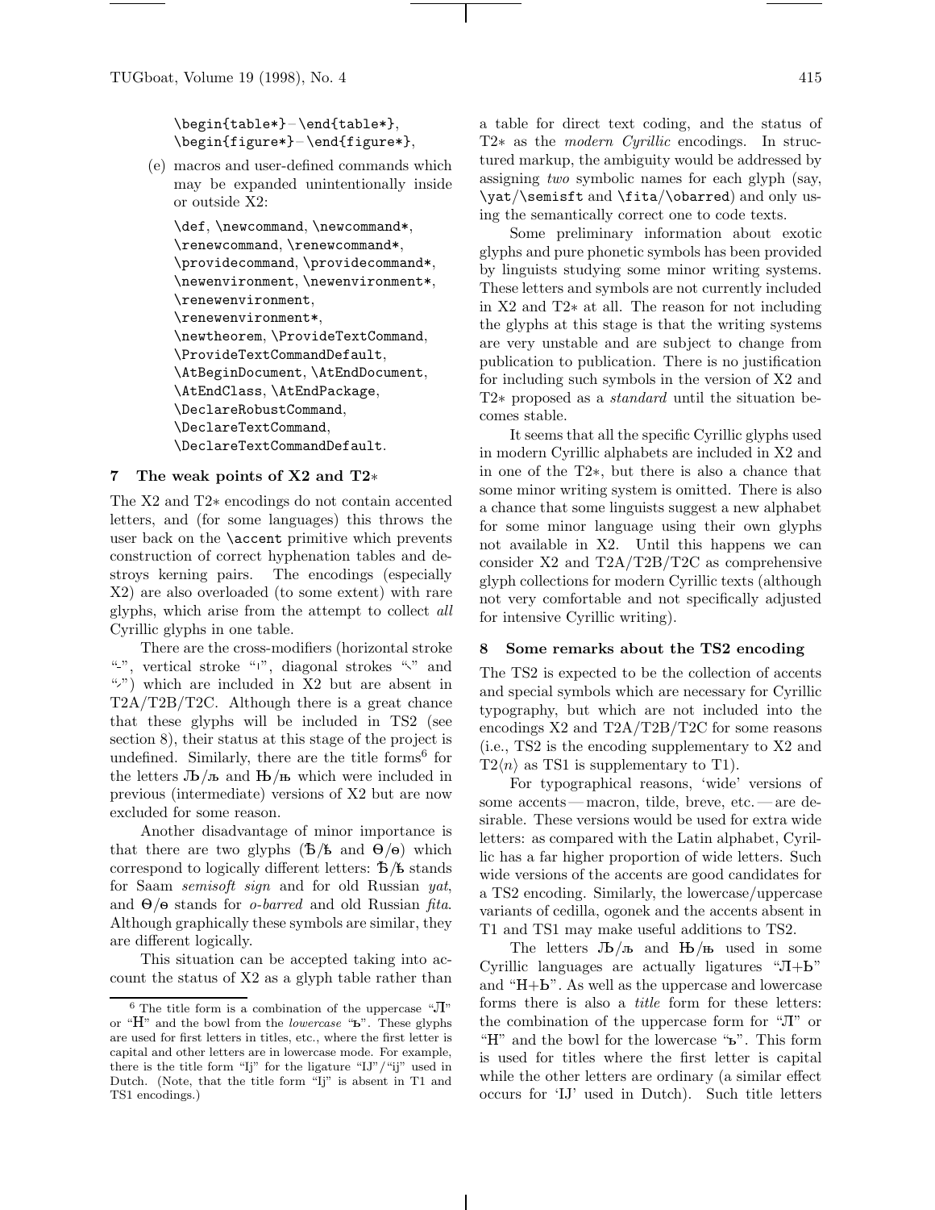\begin{table*}–\end{table*},
\begin{figure*}–\end{figure*},

(e) macros and user-defined commands which may be expanded unintentionally inside or outside X2:

\def, \newcommand, \newcommand*, \renewcommand, \renewcommand*, \providecommand, \providecommand*, \newenvironment, \newenvironment*, \renewenvironment, \renewenvironment*, \newtheorem, \ProvideTextCommand, \ProvideTextCommandDefault, \AtBeginDocument, \AtEndDocument, \AtEndClass, \AtEndPackage, \DeclareRobustCommand, \DeclareTextCommand, \DeclareTextCommandDefault.

## 7 The weak points of X2 and T2∗

The X2 and T2∗ encodings do not contain accented letters, and (for some languages) this throws the user back on the \accent primitive which prevents construction of correct hyphenation tables and destroys kerning pairs. The encodings (especially X2) are also overloaded (to some extent) with rare glyphs, which arise from the attempt to collect *all* Cyrillic glyphs in one table.

There are the cross-modifiers (horizontal stroke "-", vertical stroke "ı", diagonal strokes "\" and "/") which are included in X2 but are absent in T2A/T2B/T2C. Although there is a great chance that these glyphs will be included in TS2 (see section 8), their status at this stage of the project is undefined. Similarly, there are the title forms[6] for the letters Љ/љ and Њ/њ which were included in previous (intermediate) versions of X2 but are now excluded for some reason.

Another disadvantage of minor importance is that there are two glyphs (Ѣ/ѣ and Ѳ/ѳ) which correspond to logically different letters: Ѣ/ѣ stands for Saam *semisoft sign* and for old Russian *yat*, and Ѳ/ѳ stands for *o-barred* and old Russian *fita*. Although graphically these symbols are similar, they are different logically.

This situation can be accepted taking into account the status of X2 as a glyph table rather than a table for direct text coding, and the status of T2∗ as the *modern Cyrillic* encodings. In structured markup, the ambiguity would be addressed by assigning *two* symbolic names for each glyph (say, \yat/\semisft and \fita/\obarred) and only using the semantically correct one to code texts.

Some preliminary information about exotic glyphs and pure phonetic symbols has been provided by linguists studying some minor writing systems. These letters and symbols are not currently included in X2 and T2∗ at all. The reason for not including the glyphs at this stage is that the writing systems are very unstable and are subject to change from publication to publication. There is no justification for including such symbols in the version of X2 and T2∗ proposed as a *standard* until the situation becomes stable.

It seems that all the specific Cyrillic glyphs used in modern Cyrillic alphabets are included in X2 and in one of the T2∗, but there is also a chance that some minor writing system is omitted. There is also a chance that some linguists suggest a new alphabet for some minor language using their own glyphs not available in X2. Until this happens we can consider X2 and T2A/T2B/T2C as comprehensive glyph collections for modern Cyrillic texts (although not very comfortable and not specifically adjusted for intensive Cyrillic writing).

## 8 Some remarks about the TS2 encoding

The TS2 is expected to be the collection of accents and special symbols which are necessary for Cyrillic typography, but which are not included into the encodings X2 and T2A/T2B/T2C for some reasons (i.e., TS2 is the encoding supplementary to X2 and T2⟨n⟩ as TS1 is supplementary to T1).

For typographical reasons, 'wide' versions of some accents — macron, tilde, breve, etc. — are desirable. These versions would be used for extra wide letters: as compared with the Latin alphabet, Cyrillic has a far higher proportion of wide letters. Such wide versions of the accents are good candidates for a TS2 encoding. Similarly, the lowercase/uppercase variants of cedilla, ogonek and the accents absent in T1 and TS1 may make useful additions to TS2.

The letters Љ/љ and Њ/њ used in some Cyrillic languages are actually ligatures "Л+Ь" and "Н+Ь". As well as the uppercase and lowercase forms there is also a *title* form for these letters: the combination of the uppercase form for "Л" or "Н" and the bowl for the lowercase "ь". This form is used for titles where the first letter is capital while the other letters are ordinary (a similar effect occurs for 'IJ' used in Dutch). Such title letters

[6] The title form is a combination of the uppercase "Л" or "Н" and the bowl from the *lowercase* "ь". These glyphs are used for first letters in titles, etc., where the first letter is capital and other letters are in lowercase mode. For example, there is the title form "Ij" for the ligature "IJ"/"ij" used in Dutch. (Note, that the title form "Ij" is absent in T1 and TS1 encodings.)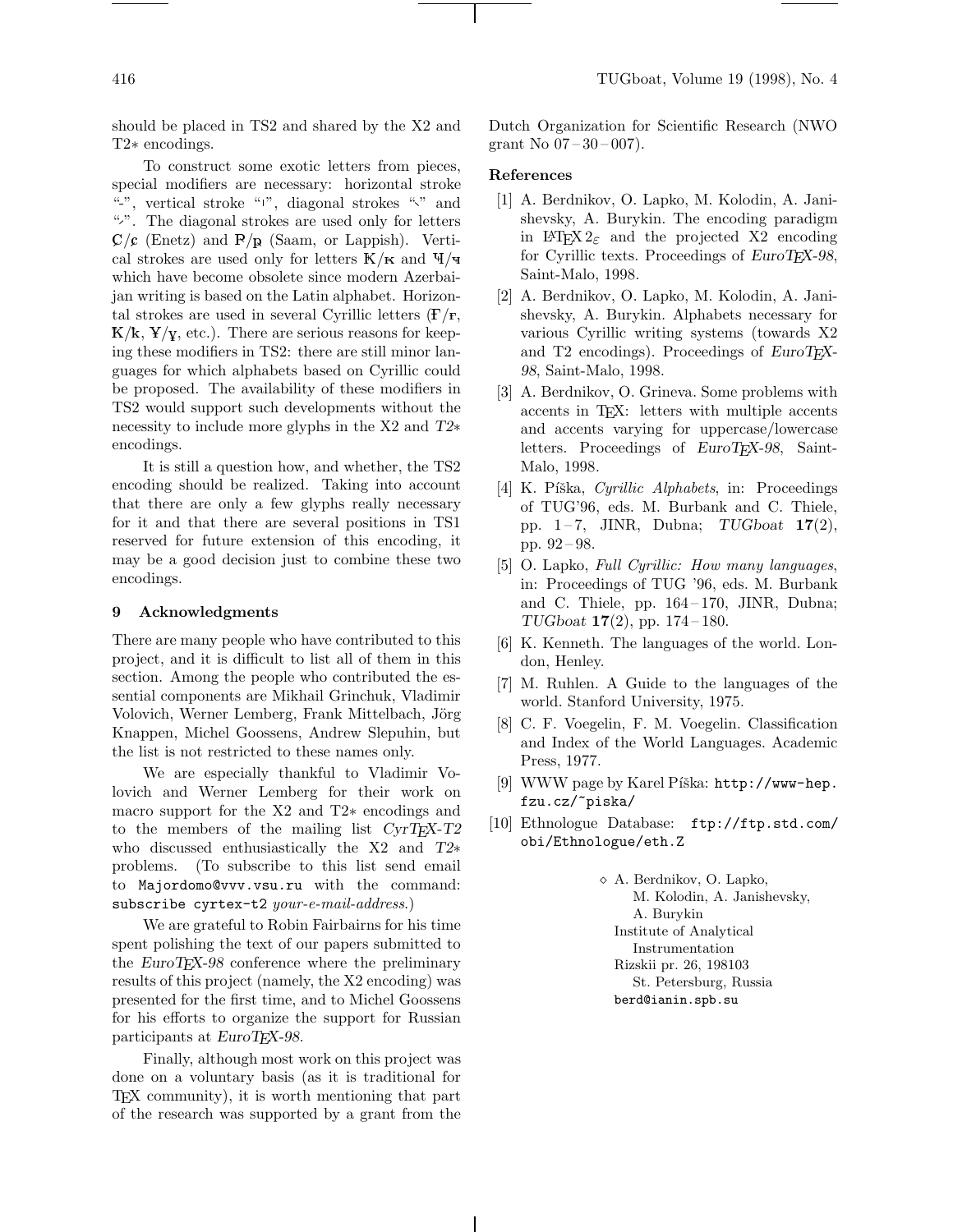should be placed in TS2 and shared by the X2 and T2∗ encodings.

To construct some exotic letters from pieces, special modifiers are necessary: horizontal stroke "-", vertical stroke "|", diagonal strokes "\" and "/". The diagonal strokes are used only for letters Ҫ/ҫ (Enetz) and Ҏ/ҏ (Saam, or Lappish). Vertical strokes are used only for letters Ҝ/ҝ and Ҹ/ҹ which have become obsolete since modern Azerbaijan writing is based on the Latin alphabet. Horizontal strokes are used in several Cyrillic letters (Ғ/ғ, Ҟ/ҟ, Ұ/ұ, etc.). There are serious reasons for keeping these modifiers in TS2: there are still minor languages for which alphabets based on Cyrillic could be proposed. The availability of these modifiers in TS2 would support such developments without the necessity to include more glyphs in the X2 and *T2∗* encodings.

It is still a question how, and whether, the TS2 encoding should be realized. Taking into account that there are only a few glyphs really necessary for it and that there are several positions in TS1 reserved for future extension of this encoding, it may be a good decision just to combine these two encodings.

## 9 Acknowledgments

There are many people who have contributed to this project, and it is difficult to list all of them in this section. Among the people who contributed the essential components are Mikhail Grinchuk, Vladimir Volovich, Werner Lemberg, Frank Mittelbach, Jörg Knappen, Michel Goossens, Andrew Slepuhin, but the list is not restricted to these names only.

We are especially thankful to Vladimir Volovich and Werner Lemberg for their work on macro support for the X2 and T2∗ encodings and to the members of the mailing list *CyrTEX-T2* who discussed enthusiastically the X2 and *T2∗* problems. (To subscribe to this list send email to `Majordomo@vvv.vsu.ru` with the command: `subscribe cyrtex-t2` *your-e-mail-address*.)

We are grateful to Robin Fairbairns for his time spent polishing the text of our papers submitted to the *EuroTEX-98* conference where the preliminary results of this project (namely, the X2 encoding) was presented for the first time, and to Michel Goossens for his efforts to organize the support for Russian participants at *EuroTEX-98*.

Finally, although most work on this project was done on a voluntary basis (as it is traditional for TEX community), it is worth mentioning that part of the research was supported by a grant from the Dutch Organization for Scientific Research (NWO grant No 07 – 30 – 007).

### References

[1] A. Berdnikov, O. Lapko, M. Kolodin, A. Janishevsky, A. Burykin. The encoding paradigm in LATEX 2ε and the projected X2 encoding for Cyrillic texts. Proceedings of *EuroTEX-98*, Saint-Malo, 1998.

[2] A. Berdnikov, O. Lapko, M. Kolodin, A. Janishevsky, A. Burykin. Alphabets necessary for various Cyrillic writing systems (towards X2 and T2 encodings). Proceedings of *EuroTEX-98*, Saint-Malo, 1998.

[3] A. Berdnikov, O. Grineva. Some problems with accents in TEX: letters with multiple accents and accents varying for uppercase/lowercase letters. Proceedings of *EuroTEX-98*, Saint-Malo, 1998.

[4] K. Píška, *Cyrillic Alphabets*, in: Proceedings of TUG'96, eds. M. Burbank and C. Thiele, pp. 1 – 7, JINR, Dubna; *TUGboat* **17**(2), pp. 92 – 98.

[5] O. Lapko, *Full Cyrillic: How many languages*, in: Proceedings of TUG '96, eds. M. Burbank and C. Thiele, pp. 164 – 170, JINR, Dubna; *TUGboat* **17**(2), pp. 174 – 180.

[6] K. Kenneth. The languages of the world. London, Henley.

[7] M. Ruhlen. A Guide to the languages of the world. Stanford University, 1975.

[8] C. F. Voegelin, F. M. Voegelin. Classification and Index of the World Languages. Academic Press, 1977.

[9] WWW page by Karel Píška: `http://www-hep.fzu.cz/~piska/`

[10] Ethnologue Database: `ftp://ftp.std.com/obi/Ethnologue/eth.Z`

◇ A. Berdnikov, O. Lapko, M. Kolodin, A. Janishevsky, A. Burykin
Institute of Analytical Instrumentation
Rizskii pr. 26, 198103
St. Petersburg, Russia
`berd@ianin.spb.su`